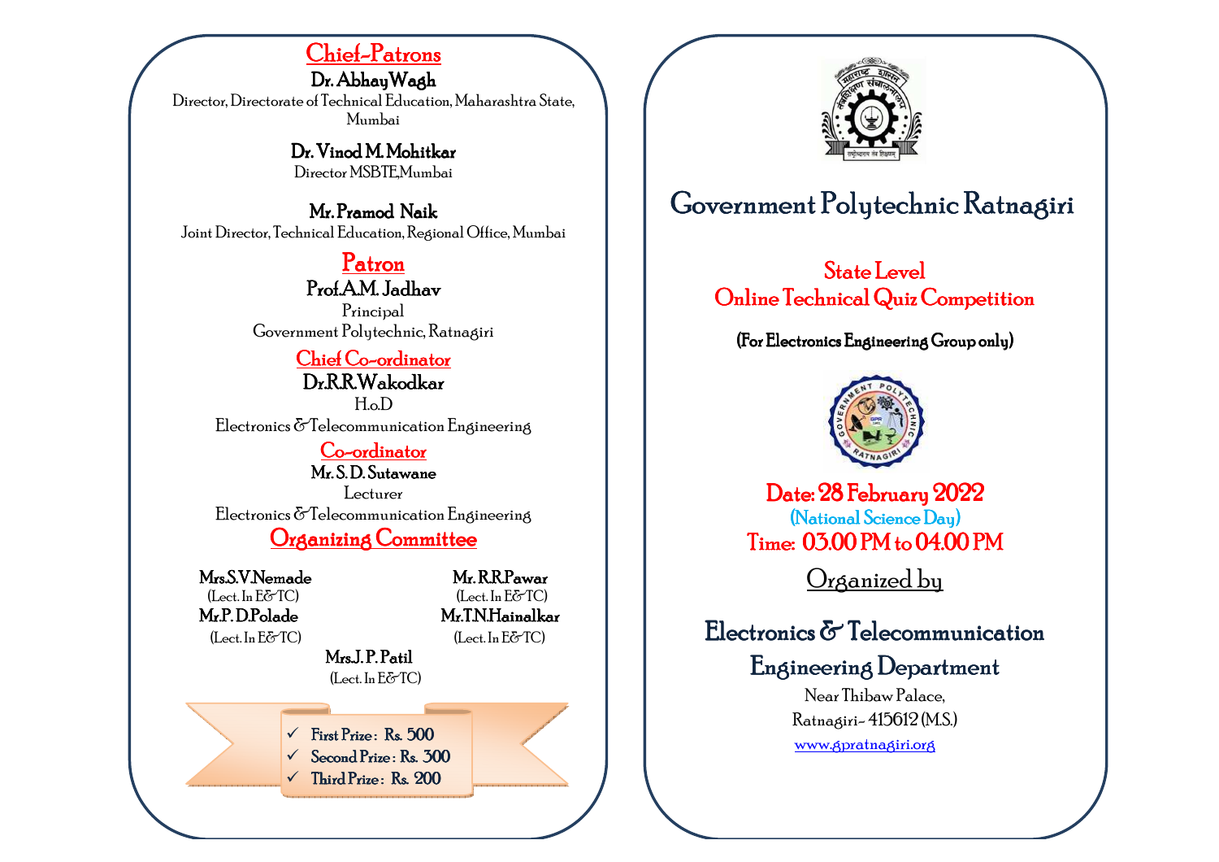## Chief-Patrons

**Dr. Abhay Wagh**
Director, Directorate of Technical Education, Maharashtra State, Mumbai

**Dr. Vinod M. Mohitkar**
Director MSBTE,Mumbai

**Mr. Pramod Naik**
Joint Director, Technical Education, Regional Office, Mumbai

## Patron

**Prof.A.M. Jadhav**
Principal
Government Polytechnic, Ratnagiri

## Chief Co-ordinator

**Dr.R.R.Wakodkar**
H.o.D
Electronics & Telecommunication Engineering

## Co-ordinator

**Mr. S. D. Sutawane**
Lecturer
Electronics & Telecommunication Engineering

## Organizing Committee

**Mrs.S.V.Nemade**
(Lect. In E&TC)

**Mr. R.R.Pawar**
(Lect. In E&TC)

**Mr.P. D.Polade**
(Lect. In E&TC)

**Mr.T.N.Hainalkar**
(Lect. In E&TC)

**Mrs.J. P. Patil**
(Lect. In E&TC)

- ✓ First Prize : Rs. 500
- ✓ Second Prize : Rs. 300
- ✓ Third Prize : Rs. 200

# Government Polytechnic Ratnagiri

## State Level Online Technical Quiz Competition

**(For Electronics Engineering Group only)**

**Date: 28 February 2022**
**(National Science Day)**
**Time: 03.00 PM to 04.00 PM**

Organized by

## Electronics & Telecommunication Engineering Department

Near Thibaw Palace,
Ratnagiri- 415612 (M.S.)
www.gpratnagiri.org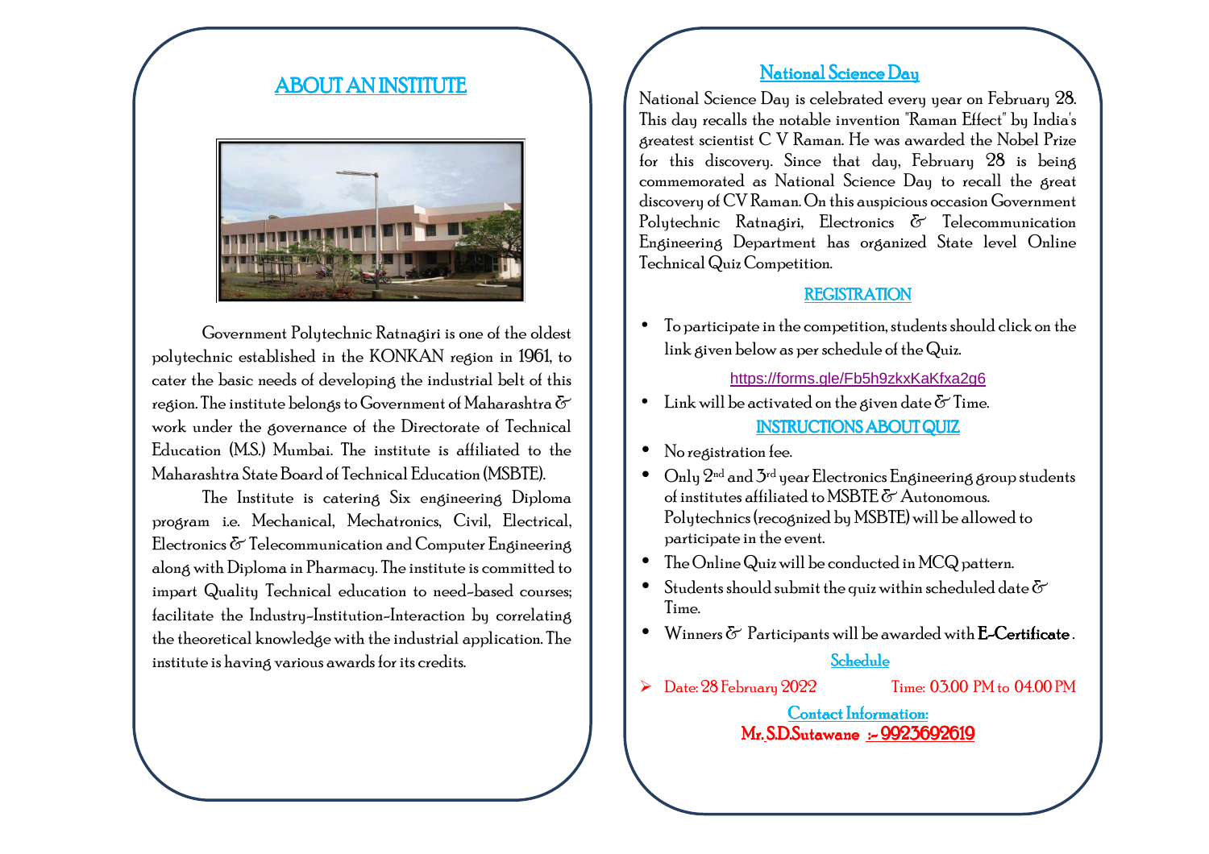## ABOUT AN INSTITUTE

Government Polytechnic Ratnagiri is one of the oldest polytechnic established in the KONKAN region in 1961, to cater the basic needs of developing the industrial belt of this region. The institute belongs to Government of Maharashtra & work under the governance of the Directorate of Technical Education (M.S.) Mumbai. The institute is affiliated to the Maharashtra State Board of Technical Education (MSBTE).

The Institute is catering Six engineering Diploma program i.e. Mechanical, Mechatronics, Civil, Electrical, Electronics & Telecommunication and Computer Engineering along with Diploma in Pharmacy. The institute is committed to impart Quality Technical education to need-based courses; facilitate the Industry-Institution-Interaction by correlating the theoretical knowledge with the industrial application. The institute is having various awards for its credits.

## National Science Day

National Science Day is celebrated every year on February 28. This day recalls the notable invention "Raman Effect" by India's greatest scientist C V Raman. He was awarded the Nobel Prize for this discovery. Since that day, February 28 is being commemorated as National Science Day to recall the great discovery of CV Raman. On this auspicious occasion Government Polytechnic Ratnagiri, Electronics & Telecommunication Engineering Department has organized State level Online Technical Quiz Competition.

### REGISTRATION

- To participate in the competition, students should click on the link given below as per schedule of the Quiz.

  https://forms.gle/Fb5h9zkxKaKfxa2g6

- Link will be activated on the given date & Time.

### INSTRUCTIONS ABOUT QUIZ

- No registration fee.
- Only 2nd and 3rd year Electronics Engineering group students of institutes affiliated to MSBTE & Autonomous. Polytechnics (recognized by MSBTE) will be allowed to participate in the event.
- The Online Quiz will be conducted in MCQ pattern.
- Students should submit the quiz within scheduled date & Time.
- Winners & Participants will be awarded with **E-Certificate**.

### Schedule

- Date: 28 February 2022 Time: 03.00 PM to 04.00 PM

### Contact Information:

**Mr. S.D.Sutawane :- 9923692619**